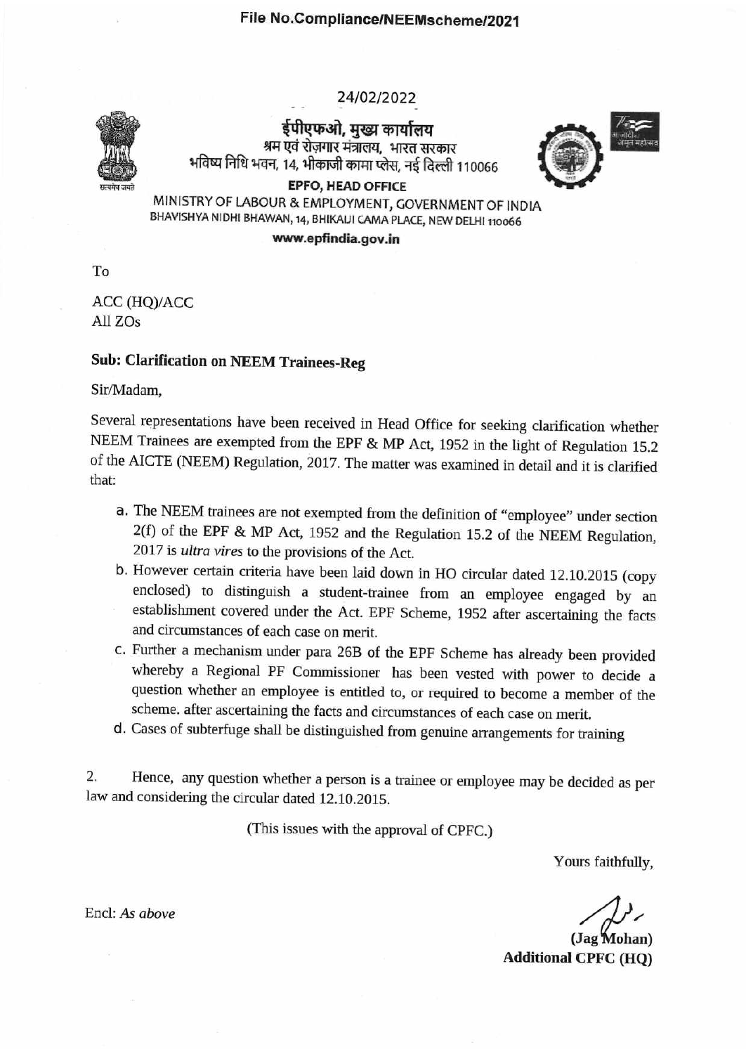**File No.Compliance/NEEMscheme/2021**

24/02/2022

ईपीएफओ, मुख्य कार्यालय
श्रम एवं रोज़गार मंत्रालय, भारत सरकार
भविष्य निधि भवन, 14, भीकाजी कामा प्लेस, नई दिल्ली 110066

**EPFO, HEAD OFFICE**
MINISTRY OF LABOUR & EMPLOYMENT, GOVERNMENT OF INDIA
BHAVISHYA NIDHI BHAWAN, 14, BHIKAIJI CAMA PLACE, NEW DELHI 110066
**www.epfindia.gov.in**

To

ACC (HQ)/ACC
All ZOs

**Sub: Clarification on NEEM Trainees-Reg**

Sir/Madam,

Several representations have been received in Head Office for seeking clarification whether NEEM Trainees are exempted from the EPF & MP Act, 1952 in the light of Regulation 15.2 of the AICTE (NEEM) Regulation, 2017. The matter was examined in detail and it is clarified that:

a. The NEEM trainees are not exempted from the definition of "employee" under section 2(f) of the EPF & MP Act, 1952 and the Regulation 15.2 of the NEEM Regulation, 2017 is *ultra vires* to the provisions of the Act.
b. However certain criteria have been laid down in HO circular dated 12.10.2015 (copy enclosed) to distinguish a student-trainee from an employee engaged by an establishment covered under the Act. EPF Scheme, 1952 after ascertaining the facts and circumstances of each case on merit.
c. Further a mechanism under para 26B of the EPF Scheme has already been provided whereby a Regional PF Commissioner has been vested with power to decide a question whether an employee is entitled to, or required to become a member of the scheme. after ascertaining the facts and circumstances of each case on merit.
d. Cases of subterfuge shall be distinguished from genuine arrangements for training

2. Hence, any question whether a person is a trainee or employee may be decided as per law and considering the circular dated 12.10.2015.

(This issues with the approval of CPFC.)

Yours faithfully,

(Jag Mohan)
**Additional CPFC (HQ)**

Encl: *As above*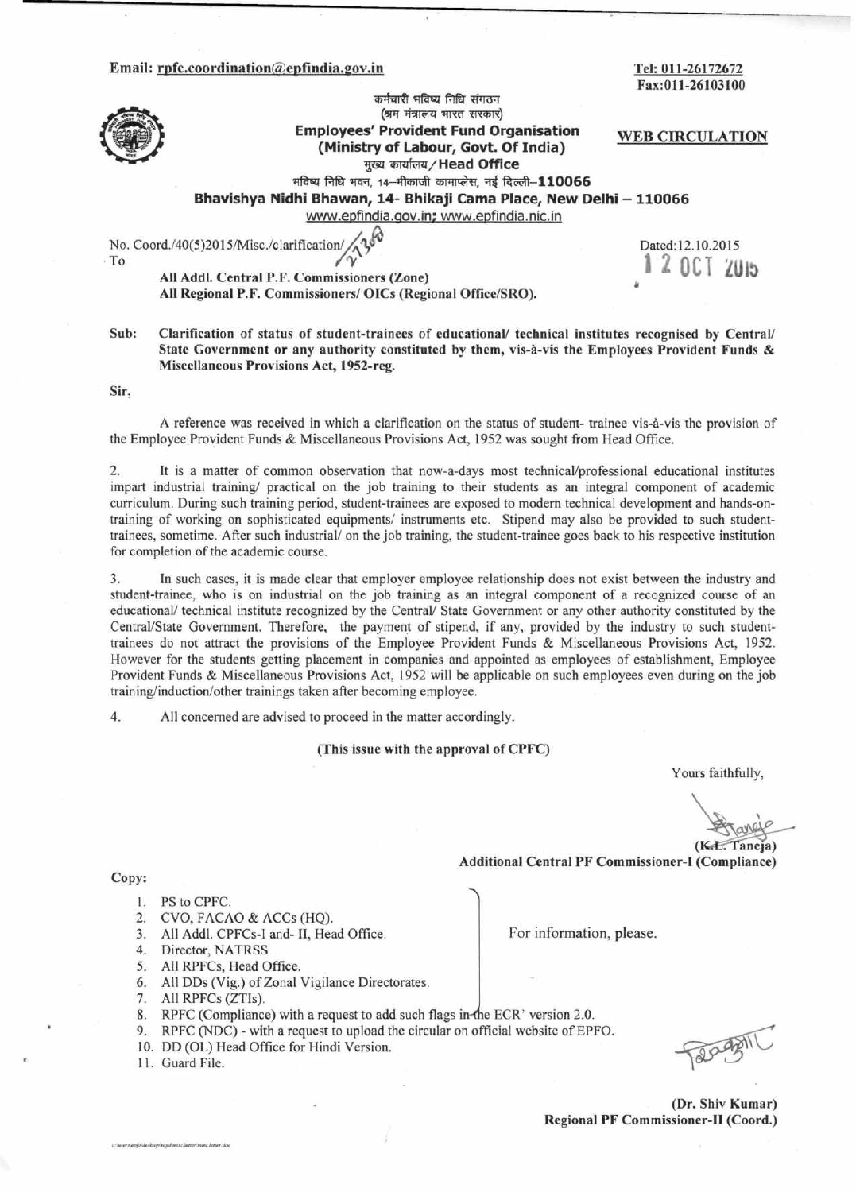Email: rpfc.coordination@epfindia.gov.in

Tel: 011-26172672
Fax:011-26103100

कर्मचारी भविष्य निधि संगठन
(श्रम मंत्रालय भारत सरकार)
**Employees' Provident Fund Organisation**
**(Ministry of Labour, Govt. Of India)**
मुख्य कार्यालय/**Head Office**
भविष्य निधि भवन, 14–भीकाजी कामाप्लेस, नई दिल्ली–**110066**
**Bhavishya Nidhi Bhawan, 14- Bhikaji Cama Place, New Delhi – 110066**
www.epfindia.gov.in; www.epfindia.nic.in

**WEB CIRCULATION**

No. Coord./40(5)2015/Misc./clarification/21360

Dated:12.10.2015

12 OCT 2015

To

**All Addl. Central P.F. Commissioners (Zone)**
**All Regional P.F. Commissioners/ OICs (Regional Office/SRO).**

**Sub: Clarification of status of student-trainees of educational/ technical institutes recognised by Central/ State Government or any authority constituted by them, vis-à-vis the Employees Provident Funds & Miscellaneous Provisions Act, 1952-reg.**

**Sir,**

A reference was received in which a clarification on the status of student- trainee vis-à-vis the provision of the Employee Provident Funds & Miscellaneous Provisions Act, 1952 was sought from Head Office.

2. It is a matter of common observation that now-a-days most technical/professional educational institutes impart industrial training/ practical on the job training to their students as an integral component of academic curriculum. During such training period, student-trainees are exposed to modern technical development and hands-on-training of working on sophisticated equipments/ instruments etc. Stipend may also be provided to such student-trainees, sometime. After such industrial/ on the job training, the student-trainee goes back to his respective institution for completion of the academic course.

3. In such cases, it is made clear that employer employee relationship does not exist between the industry and student-trainee, who is on industrial on the job training as an integral component of a recognized course of an educational/ technical institute recognized by the Central/ State Government or any other authority constituted by the Central/State Government. Therefore, the payment of stipend, if any, provided by the industry to such student-trainees do not attract the provisions of the Employee Provident Funds & Miscellaneous Provisions Act, 1952. However for the students getting placement in companies and appointed as employees of establishment, Employee Provident Funds & Miscellaneous Provisions Act, 1952 will be applicable on such employees even during on the job training/induction/other trainings taken after becoming employee.

4. All concerned are advised to proceed in the matter accordingly.

**(This issue with the approval of CPFC)**

Yours faithfully,

**(K.L. Taneja)**
**Additional Central PF Commissioner-I (Compliance)**

**Copy:**

1. PS to CPFC.
2. CVO, FACAO & ACCs (HQ).
3. All Addl. CPFCs-I and- II, Head Office.
4. Director, NATRSS
5. All RPFCs, Head Office.
6. All DDs (Vig.) of Zonal Vigilance Directorates.
7. All RPFCs (ZTIs).

For information, please.

8. RPFC (Compliance) with a request to add such flags in the ECR' version 2.0.
9. RPFC (NDC) - with a request to upload the circular on official website of EPFO.
10. DD (OL) Head Office for Hindi Version.
11. Guard File.

**(Dr. Shiv Kumar)**
**Regional PF Commissioner-II (Coord.)**